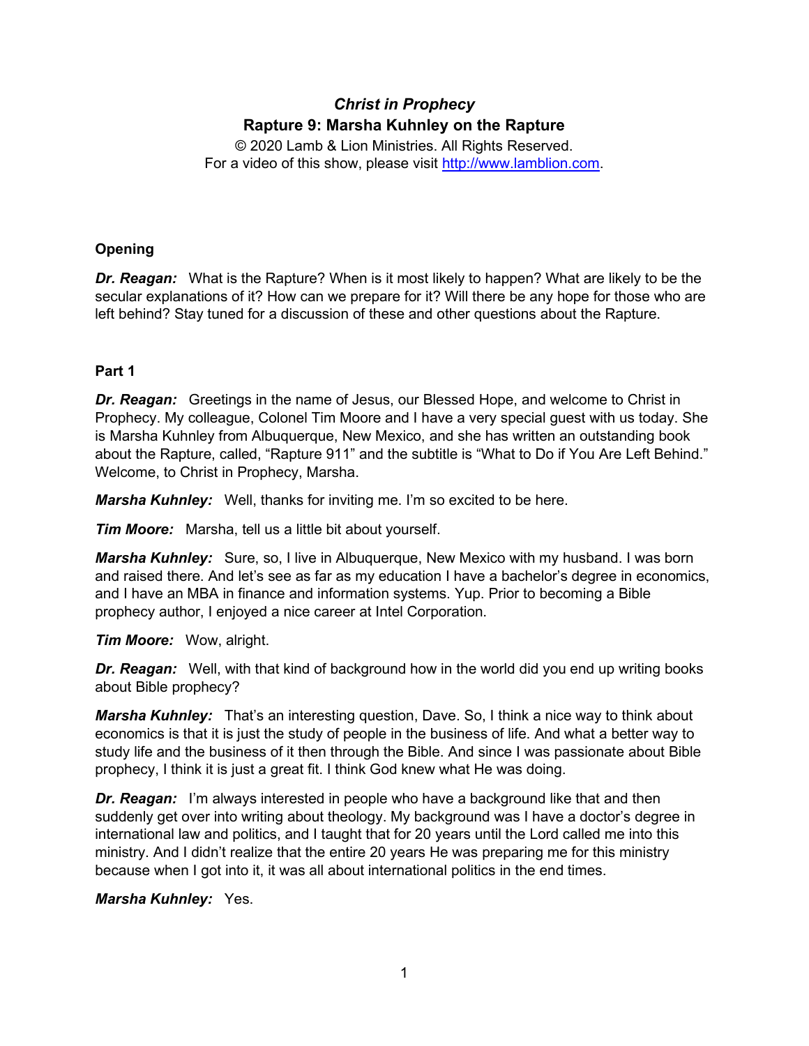# *Christ in Prophecy*

## Rapture 9: Marsha Kuhnley on the Rapture

© 2020 Lamb & Lion Ministries. All Rights Reserved.
For a video of this show, please visit http://www.lamblion.com.

### Opening

***Dr. Reagan:*** What is the Rapture? When is it most likely to happen? What are likely to be the secular explanations of it? How can we prepare for it? Will there be any hope for those who are left behind? Stay tuned for a discussion of these and other questions about the Rapture.

### Part 1

***Dr. Reagan:*** Greetings in the name of Jesus, our Blessed Hope, and welcome to Christ in Prophecy. My colleague, Colonel Tim Moore and I have a very special guest with us today. She is Marsha Kuhnley from Albuquerque, New Mexico, and she has written an outstanding book about the Rapture, called, "Rapture 911" and the subtitle is "What to Do if You Are Left Behind." Welcome, to Christ in Prophecy, Marsha.

***Marsha Kuhnley:*** Well, thanks for inviting me. I'm so excited to be here.

***Tim Moore:*** Marsha, tell us a little bit about yourself.

***Marsha Kuhnley:*** Sure, so, I live in Albuquerque, New Mexico with my husband. I was born and raised there. And let's see as far as my education I have a bachelor's degree in economics, and I have an MBA in finance and information systems. Yup. Prior to becoming a Bible prophecy author, I enjoyed a nice career at Intel Corporation.

***Tim Moore:*** Wow, alright.

***Dr. Reagan:*** Well, with that kind of background how in the world did you end up writing books about Bible prophecy?

***Marsha Kuhnley:*** That's an interesting question, Dave. So, I think a nice way to think about economics is that it is just the study of people in the business of life. And what a better way to study life and the business of it then through the Bible. And since I was passionate about Bible prophecy, I think it is just a great fit. I think God knew what He was doing.

***Dr. Reagan:*** I'm always interested in people who have a background like that and then suddenly get over into writing about theology. My background was I have a doctor's degree in international law and politics, and I taught that for 20 years until the Lord called me into this ministry. And I didn't realize that the entire 20 years He was preparing me for this ministry because when I got into it, it was all about international politics in the end times.

***Marsha Kuhnley:*** Yes.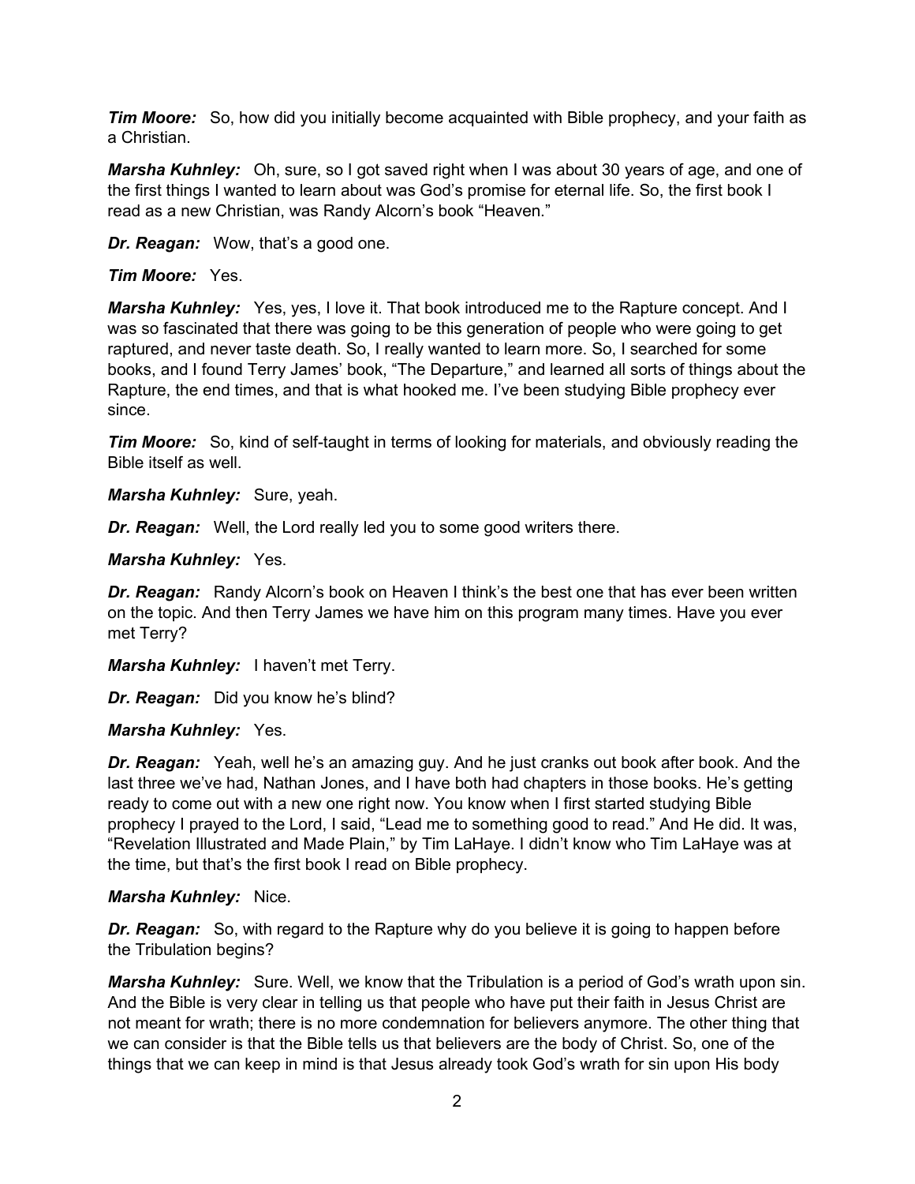***Tim Moore:*** So, how did you initially become acquainted with Bible prophecy, and your faith as a Christian.

***Marsha Kuhnley:*** Oh, sure, so I got saved right when I was about 30 years of age, and one of the first things I wanted to learn about was God's promise for eternal life. So, the first book I read as a new Christian, was Randy Alcorn's book "Heaven."

***Dr. Reagan:*** Wow, that's a good one.

***Tim Moore:*** Yes.

***Marsha Kuhnley:*** Yes, yes, I love it. That book introduced me to the Rapture concept. And I was so fascinated that there was going to be this generation of people who were going to get raptured, and never taste death. So, I really wanted to learn more. So, I searched for some books, and I found Terry James' book, "The Departure," and learned all sorts of things about the Rapture, the end times, and that is what hooked me. I've been studying Bible prophecy ever since.

***Tim Moore:*** So, kind of self-taught in terms of looking for materials, and obviously reading the Bible itself as well.

***Marsha Kuhnley:*** Sure, yeah.

***Dr. Reagan:*** Well, the Lord really led you to some good writers there.

***Marsha Kuhnley:*** Yes.

***Dr. Reagan:*** Randy Alcorn's book on Heaven I think's the best one that has ever been written on the topic. And then Terry James we have him on this program many times. Have you ever met Terry?

***Marsha Kuhnley:*** I haven't met Terry.

***Dr. Reagan:*** Did you know he's blind?

***Marsha Kuhnley:*** Yes.

***Dr. Reagan:*** Yeah, well he's an amazing guy. And he just cranks out book after book. And the last three we've had, Nathan Jones, and I have both had chapters in those books. He's getting ready to come out with a new one right now. You know when I first started studying Bible prophecy I prayed to the Lord, I said, "Lead me to something good to read." And He did. It was, "Revelation Illustrated and Made Plain," by Tim LaHaye. I didn't know who Tim LaHaye was at the time, but that's the first book I read on Bible prophecy.

***Marsha Kuhnley:*** Nice.

***Dr. Reagan:*** So, with regard to the Rapture why do you believe it is going to happen before the Tribulation begins?

***Marsha Kuhnley:*** Sure. Well, we know that the Tribulation is a period of God's wrath upon sin. And the Bible is very clear in telling us that people who have put their faith in Jesus Christ are not meant for wrath; there is no more condemnation for believers anymore. The other thing that we can consider is that the Bible tells us that believers are the body of Christ. So, one of the things that we can keep in mind is that Jesus already took God's wrath for sin upon His body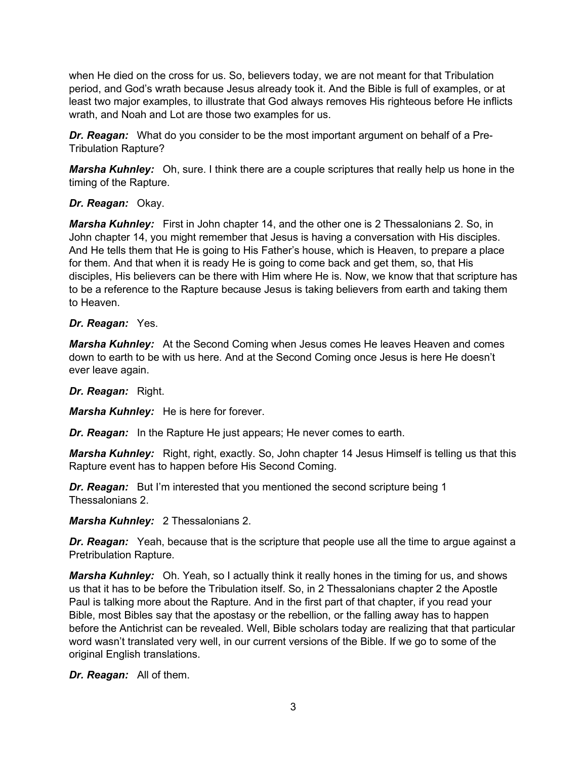when He died on the cross for us. So, believers today, we are not meant for that Tribulation period, and God's wrath because Jesus already took it. And the Bible is full of examples, or at least two major examples, to illustrate that God always removes His righteous before He inflicts wrath, and Noah and Lot are those two examples for us.

***Dr. Reagan:*** What do you consider to be the most important argument on behalf of a Pre-Tribulation Rapture?

***Marsha Kuhnley:*** Oh, sure. I think there are a couple scriptures that really help us hone in the timing of the Rapture.

***Dr. Reagan:*** Okay.

***Marsha Kuhnley:*** First in John chapter 14, and the other one is 2 Thessalonians 2. So, in John chapter 14, you might remember that Jesus is having a conversation with His disciples. And He tells them that He is going to His Father's house, which is Heaven, to prepare a place for them. And that when it is ready He is going to come back and get them, so, that His disciples, His believers can be there with Him where He is. Now, we know that that scripture has to be a reference to the Rapture because Jesus is taking believers from earth and taking them to Heaven.

***Dr. Reagan:*** Yes.

***Marsha Kuhnley:*** At the Second Coming when Jesus comes He leaves Heaven and comes down to earth to be with us here. And at the Second Coming once Jesus is here He doesn't ever leave again.

***Dr. Reagan:*** Right.

***Marsha Kuhnley:*** He is here for forever.

***Dr. Reagan:*** In the Rapture He just appears; He never comes to earth.

***Marsha Kuhnley:*** Right, right, exactly. So, John chapter 14 Jesus Himself is telling us that this Rapture event has to happen before His Second Coming.

***Dr. Reagan:*** But I'm interested that you mentioned the second scripture being 1 Thessalonians 2.

***Marsha Kuhnley:*** 2 Thessalonians 2.

***Dr. Reagan:*** Yeah, because that is the scripture that people use all the time to argue against a Pretribulation Rapture.

***Marsha Kuhnley:*** Oh. Yeah, so I actually think it really hones in the timing for us, and shows us that it has to be before the Tribulation itself. So, in 2 Thessalonians chapter 2 the Apostle Paul is talking more about the Rapture. And in the first part of that chapter, if you read your Bible, most Bibles say that the apostasy or the rebellion, or the falling away has to happen before the Antichrist can be revealed. Well, Bible scholars today are realizing that that particular word wasn't translated very well, in our current versions of the Bible. If we go to some of the original English translations.

***Dr. Reagan:*** All of them.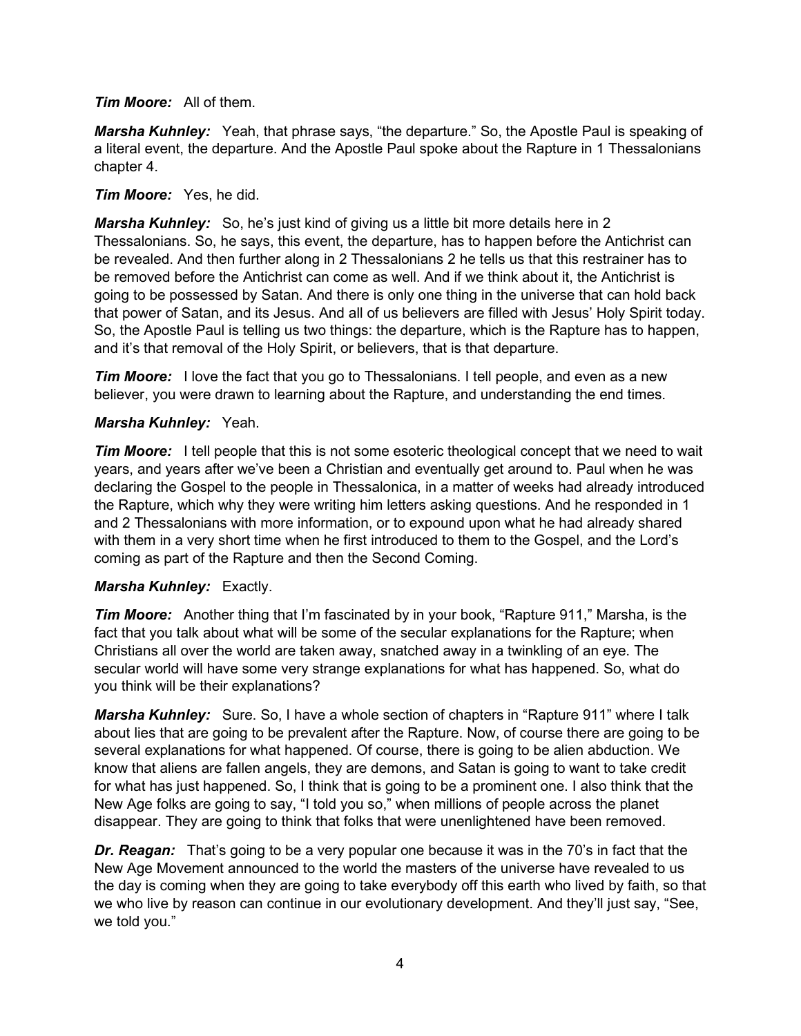***Tim Moore:*** All of them.

***Marsha Kuhnley:*** Yeah, that phrase says, "the departure." So, the Apostle Paul is speaking of a literal event, the departure. And the Apostle Paul spoke about the Rapture in 1 Thessalonians chapter 4.

***Tim Moore:*** Yes, he did.

***Marsha Kuhnley:*** So, he's just kind of giving us a little bit more details here in 2 Thessalonians. So, he says, this event, the departure, has to happen before the Antichrist can be revealed. And then further along in 2 Thessalonians 2 he tells us that this restrainer has to be removed before the Antichrist can come as well. And if we think about it, the Antichrist is going to be possessed by Satan. And there is only one thing in the universe that can hold back that power of Satan, and its Jesus. And all of us believers are filled with Jesus' Holy Spirit today. So, the Apostle Paul is telling us two things: the departure, which is the Rapture has to happen, and it's that removal of the Holy Spirit, or believers, that is that departure.

***Tim Moore:*** I love the fact that you go to Thessalonians. I tell people, and even as a new believer, you were drawn to learning about the Rapture, and understanding the end times.

***Marsha Kuhnley:*** Yeah.

***Tim Moore:*** I tell people that this is not some esoteric theological concept that we need to wait years, and years after we've been a Christian and eventually get around to. Paul when he was declaring the Gospel to the people in Thessalonica, in a matter of weeks had already introduced the Rapture, which why they were writing him letters asking questions. And he responded in 1 and 2 Thessalonians with more information, or to expound upon what he had already shared with them in a very short time when he first introduced to them to the Gospel, and the Lord's coming as part of the Rapture and then the Second Coming.

***Marsha Kuhnley:*** Exactly.

***Tim Moore:*** Another thing that I'm fascinated by in your book, "Rapture 911," Marsha, is the fact that you talk about what will be some of the secular explanations for the Rapture; when Christians all over the world are taken away, snatched away in a twinkling of an eye. The secular world will have some very strange explanations for what has happened. So, what do you think will be their explanations?

***Marsha Kuhnley:*** Sure. So, I have a whole section of chapters in "Rapture 911" where I talk about lies that are going to be prevalent after the Rapture. Now, of course there are going to be several explanations for what happened. Of course, there is going to be alien abduction. We know that aliens are fallen angels, they are demons, and Satan is going to want to take credit for what has just happened. So, I think that is going to be a prominent one. I also think that the New Age folks are going to say, "I told you so," when millions of people across the planet disappear. They are going to think that folks that were unenlightened have been removed.

***Dr. Reagan:*** That's going to be a very popular one because it was in the 70's in fact that the New Age Movement announced to the world the masters of the universe have revealed to us the day is coming when they are going to take everybody off this earth who lived by faith, so that we who live by reason can continue in our evolutionary development. And they'll just say, "See, we told you."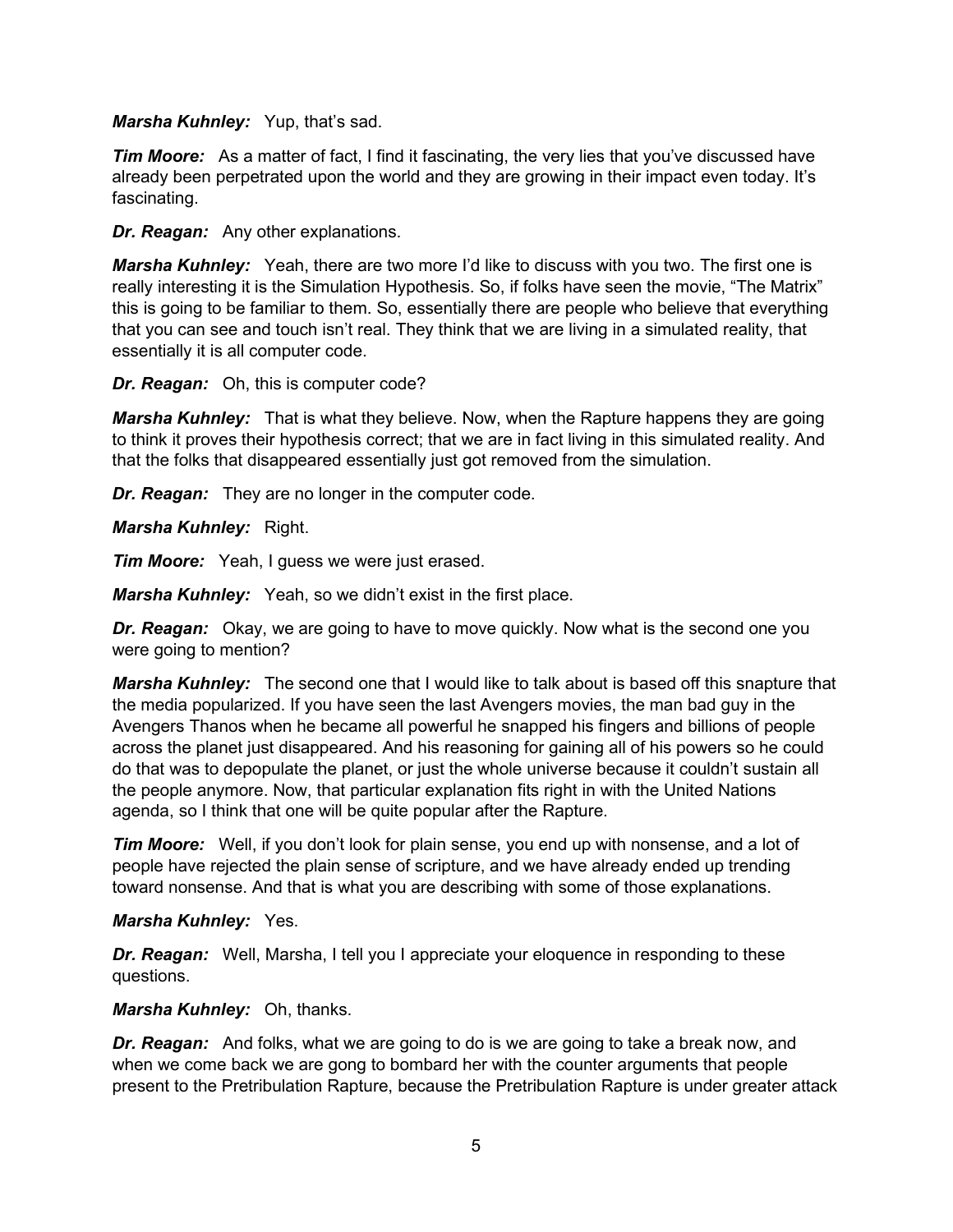***Marsha Kuhnley:*** Yup, that's sad.

***Tim Moore:*** As a matter of fact, I find it fascinating, the very lies that you've discussed have already been perpetrated upon the world and they are growing in their impact even today. It's fascinating.

***Dr. Reagan:*** Any other explanations.

***Marsha Kuhnley:*** Yeah, there are two more I'd like to discuss with you two. The first one is really interesting it is the Simulation Hypothesis. So, if folks have seen the movie, "The Matrix" this is going to be familiar to them. So, essentially there are people who believe that everything that you can see and touch isn't real. They think that we are living in a simulated reality, that essentially it is all computer code.

***Dr. Reagan:*** Oh, this is computer code?

***Marsha Kuhnley:*** That is what they believe. Now, when the Rapture happens they are going to think it proves their hypothesis correct; that we are in fact living in this simulated reality. And that the folks that disappeared essentially just got removed from the simulation.

***Dr. Reagan:*** They are no longer in the computer code.

***Marsha Kuhnley:*** Right.

***Tim Moore:*** Yeah, I guess we were just erased.

***Marsha Kuhnley:*** Yeah, so we didn't exist in the first place.

***Dr. Reagan:*** Okay, we are going to have to move quickly. Now what is the second one you were going to mention?

***Marsha Kuhnley:*** The second one that I would like to talk about is based off this snapture that the media popularized. If you have seen the last Avengers movies, the man bad guy in the Avengers Thanos when he became all powerful he snapped his fingers and billions of people across the planet just disappeared. And his reasoning for gaining all of his powers so he could do that was to depopulate the planet, or just the whole universe because it couldn't sustain all the people anymore. Now, that particular explanation fits right in with the United Nations agenda, so I think that one will be quite popular after the Rapture.

***Tim Moore:*** Well, if you don't look for plain sense, you end up with nonsense, and a lot of people have rejected the plain sense of scripture, and we have already ended up trending toward nonsense. And that is what you are describing with some of those explanations.

***Marsha Kuhnley:*** Yes.

***Dr. Reagan:*** Well, Marsha, I tell you I appreciate your eloquence in responding to these questions.

***Marsha Kuhnley:*** Oh, thanks.

***Dr. Reagan:*** And folks, what we are going to do is we are going to take a break now, and when we come back we are gong to bombard her with the counter arguments that people present to the Pretribulation Rapture, because the Pretribulation Rapture is under greater attack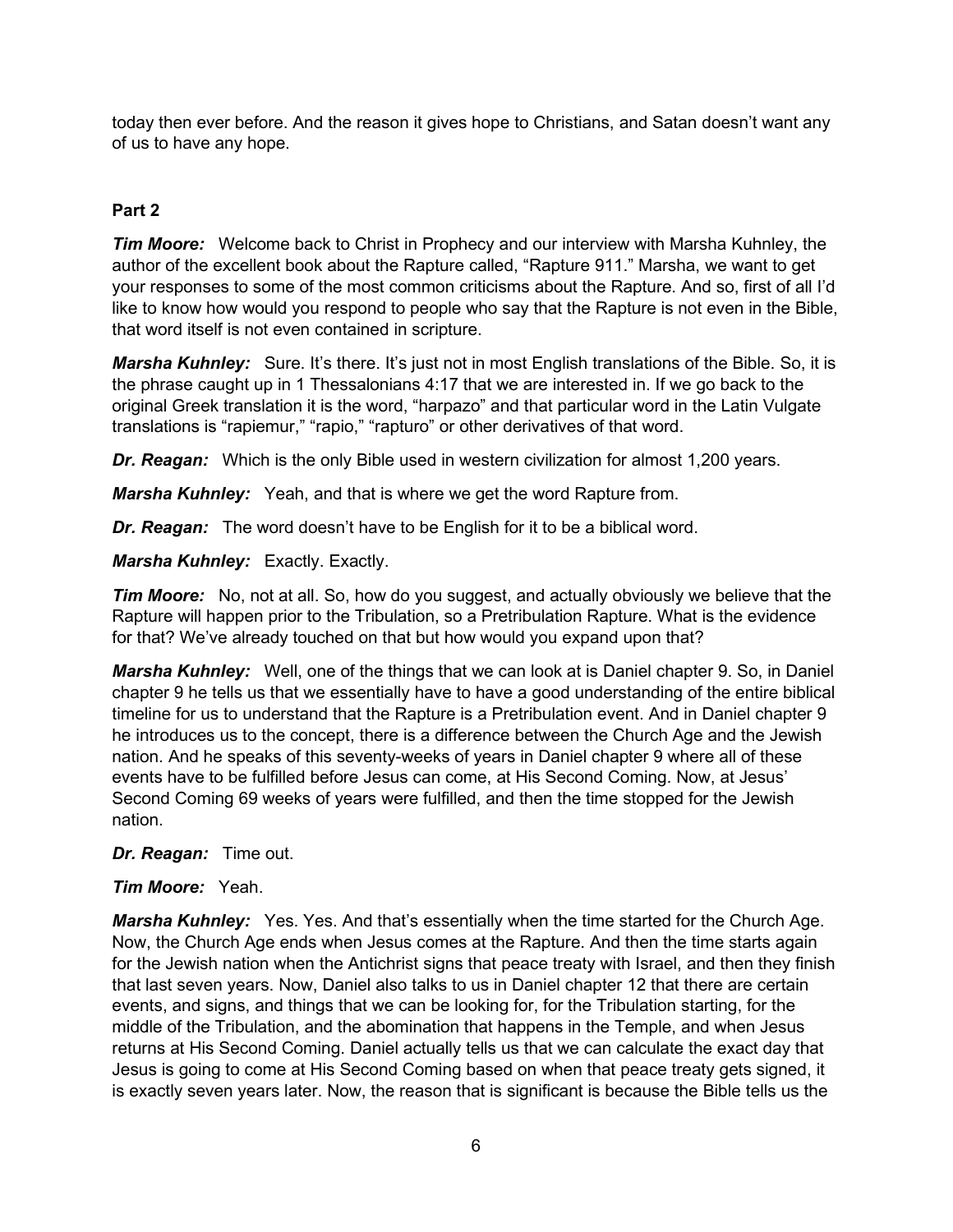today then ever before. And the reason it gives hope to Christians, and Satan doesn't want any of us to have any hope.

**Part 2**

***Tim Moore:*** Welcome back to Christ in Prophecy and our interview with Marsha Kuhnley, the author of the excellent book about the Rapture called, "Rapture 911." Marsha, we want to get your responses to some of the most common criticisms about the Rapture. And so, first of all I'd like to know how would you respond to people who say that the Rapture is not even in the Bible, that word itself is not even contained in scripture.

***Marsha Kuhnley:*** Sure. It's there. It's just not in most English translations of the Bible. So, it is the phrase caught up in 1 Thessalonians 4:17 that we are interested in. If we go back to the original Greek translation it is the word, "harpazo" and that particular word in the Latin Vulgate translations is "rapiemur," "rapio," "rapturo" or other derivatives of that word.

***Dr. Reagan:*** Which is the only Bible used in western civilization for almost 1,200 years.

***Marsha Kuhnley:*** Yeah, and that is where we get the word Rapture from.

***Dr. Reagan:*** The word doesn't have to be English for it to be a biblical word.

***Marsha Kuhnley:*** Exactly. Exactly.

***Tim Moore:*** No, not at all. So, how do you suggest, and actually obviously we believe that the Rapture will happen prior to the Tribulation, so a Pretribulation Rapture. What is the evidence for that? We've already touched on that but how would you expand upon that?

***Marsha Kuhnley:*** Well, one of the things that we can look at is Daniel chapter 9. So, in Daniel chapter 9 he tells us that we essentially have to have a good understanding of the entire biblical timeline for us to understand that the Rapture is a Pretribulation event. And in Daniel chapter 9 he introduces us to the concept, there is a difference between the Church Age and the Jewish nation. And he speaks of this seventy-weeks of years in Daniel chapter 9 where all of these events have to be fulfilled before Jesus can come, at His Second Coming. Now, at Jesus' Second Coming 69 weeks of years were fulfilled, and then the time stopped for the Jewish nation.

***Dr. Reagan:*** Time out.

***Tim Moore:*** Yeah.

***Marsha Kuhnley:*** Yes. Yes. And that's essentially when the time started for the Church Age. Now, the Church Age ends when Jesus comes at the Rapture. And then the time starts again for the Jewish nation when the Antichrist signs that peace treaty with Israel, and then they finish that last seven years. Now, Daniel also talks to us in Daniel chapter 12 that there are certain events, and signs, and things that we can be looking for, for the Tribulation starting, for the middle of the Tribulation, and the abomination that happens in the Temple, and when Jesus returns at His Second Coming. Daniel actually tells us that we can calculate the exact day that Jesus is going to come at His Second Coming based on when that peace treaty gets signed, it is exactly seven years later. Now, the reason that is significant is because the Bible tells us the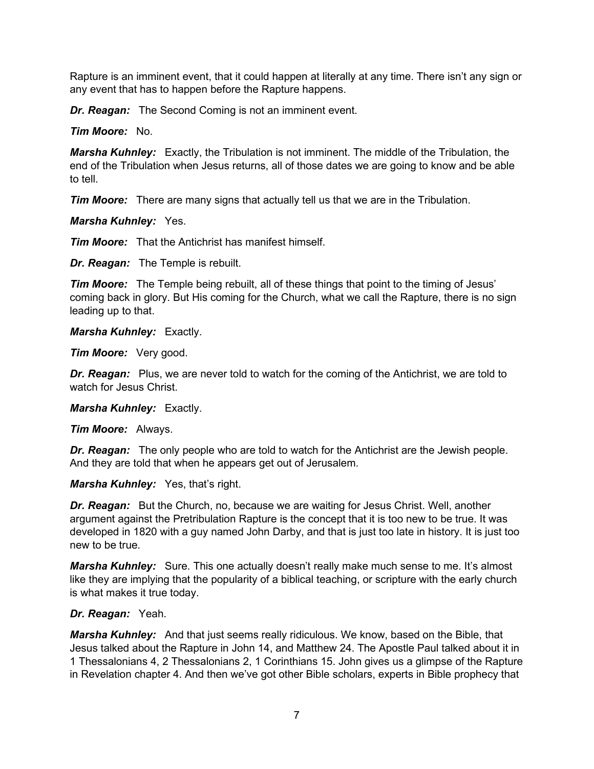Rapture is an imminent event, that it could happen at literally at any time. There isn't any sign or any event that has to happen before the Rapture happens.

***Dr. Reagan:*** The Second Coming is not an imminent event.

***Tim Moore:*** No.

***Marsha Kuhnley:*** Exactly, the Tribulation is not imminent. The middle of the Tribulation, the end of the Tribulation when Jesus returns, all of those dates we are going to know and be able to tell.

***Tim Moore:*** There are many signs that actually tell us that we are in the Tribulation.

***Marsha Kuhnley:*** Yes.

***Tim Moore:*** That the Antichrist has manifest himself.

***Dr. Reagan:*** The Temple is rebuilt.

***Tim Moore:*** The Temple being rebuilt, all of these things that point to the timing of Jesus' coming back in glory. But His coming for the Church, what we call the Rapture, there is no sign leading up to that.

***Marsha Kuhnley:*** Exactly.

***Tim Moore:*** Very good.

***Dr. Reagan:*** Plus, we are never told to watch for the coming of the Antichrist, we are told to watch for Jesus Christ.

***Marsha Kuhnley:*** Exactly.

***Tim Moore:*** Always.

***Dr. Reagan:*** The only people who are told to watch for the Antichrist are the Jewish people. And they are told that when he appears get out of Jerusalem.

***Marsha Kuhnley:*** Yes, that's right.

***Dr. Reagan:*** But the Church, no, because we are waiting for Jesus Christ. Well, another argument against the Pretribulation Rapture is the concept that it is too new to be true. It was developed in 1820 with a guy named John Darby, and that is just too late in history. It is just too new to be true.

***Marsha Kuhnley:*** Sure. This one actually doesn't really make much sense to me. It's almost like they are implying that the popularity of a biblical teaching, or scripture with the early church is what makes it true today.

***Dr. Reagan:*** Yeah.

***Marsha Kuhnley:*** And that just seems really ridiculous. We know, based on the Bible, that Jesus talked about the Rapture in John 14, and Matthew 24. The Apostle Paul talked about it in 1 Thessalonians 4, 2 Thessalonians 2, 1 Corinthians 15. John gives us a glimpse of the Rapture in Revelation chapter 4. And then we've got other Bible scholars, experts in Bible prophecy that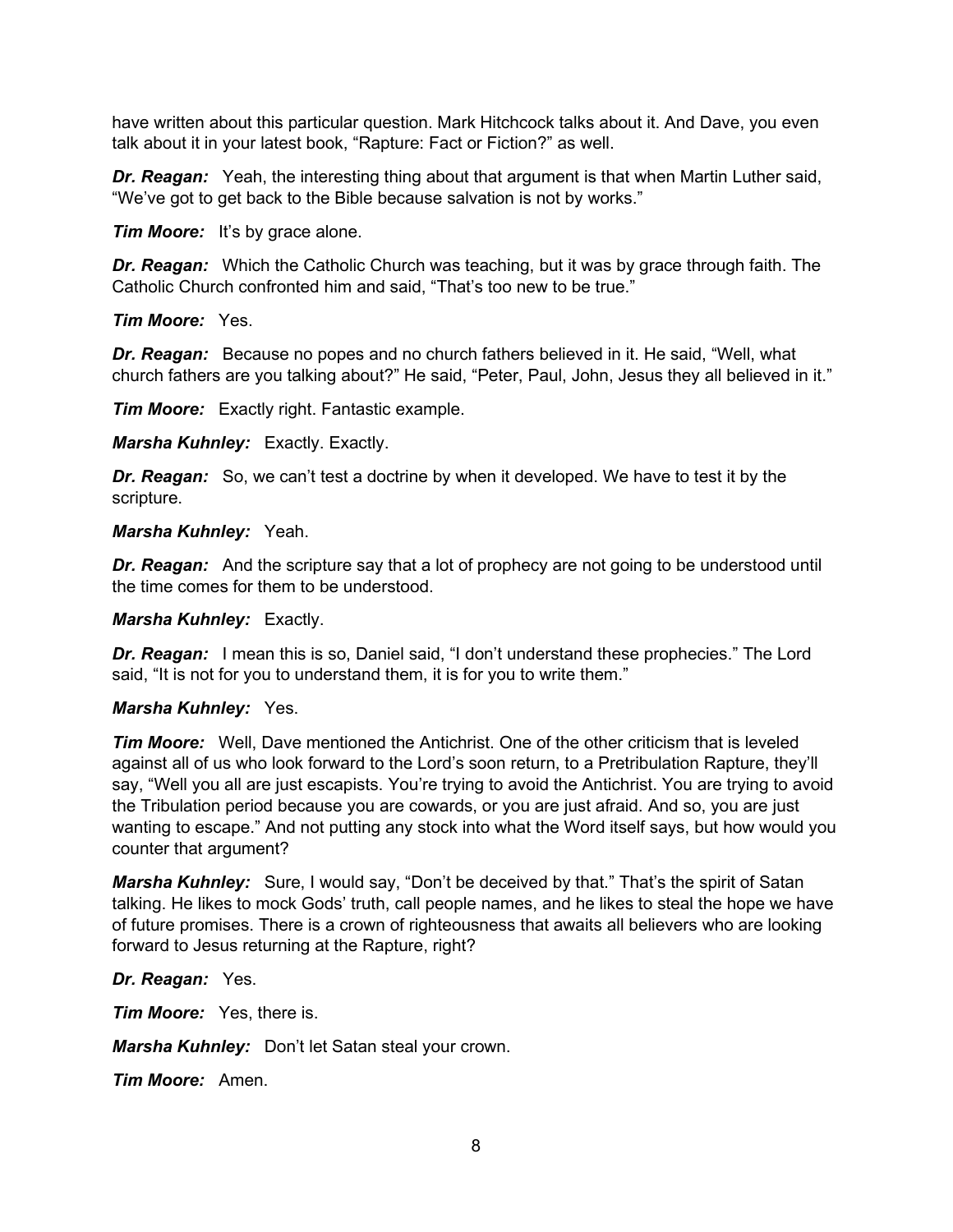have written about this particular question. Mark Hitchcock talks about it. And Dave, you even talk about it in your latest book, "Rapture: Fact or Fiction?" as well.

***Dr. Reagan:*** Yeah, the interesting thing about that argument is that when Martin Luther said, "We've got to get back to the Bible because salvation is not by works."

***Tim Moore:*** It's by grace alone.

***Dr. Reagan:*** Which the Catholic Church was teaching, but it was by grace through faith. The Catholic Church confronted him and said, "That's too new to be true."

***Tim Moore:*** Yes.

***Dr. Reagan:*** Because no popes and no church fathers believed in it. He said, "Well, what church fathers are you talking about?" He said, "Peter, Paul, John, Jesus they all believed in it."

***Tim Moore:*** Exactly right. Fantastic example.

***Marsha Kuhnley:*** Exactly. Exactly.

***Dr. Reagan:*** So, we can't test a doctrine by when it developed. We have to test it by the scripture.

***Marsha Kuhnley:*** Yeah.

***Dr. Reagan:*** And the scripture say that a lot of prophecy are not going to be understood until the time comes for them to be understood.

***Marsha Kuhnley:*** Exactly.

***Dr. Reagan:*** I mean this is so, Daniel said, "I don't understand these prophecies." The Lord said, "It is not for you to understand them, it is for you to write them."

***Marsha Kuhnley:*** Yes.

***Tim Moore:*** Well, Dave mentioned the Antichrist. One of the other criticism that is leveled against all of us who look forward to the Lord's soon return, to a Pretribulation Rapture, they'll say, "Well you all are just escapists. You're trying to avoid the Antichrist. You are trying to avoid the Tribulation period because you are cowards, or you are just afraid. And so, you are just wanting to escape." And not putting any stock into what the Word itself says, but how would you counter that argument?

***Marsha Kuhnley:*** Sure, I would say, "Don't be deceived by that." That's the spirit of Satan talking. He likes to mock Gods' truth, call people names, and he likes to steal the hope we have of future promises. There is a crown of righteousness that awaits all believers who are looking forward to Jesus returning at the Rapture, right?

***Dr. Reagan:*** Yes.

***Tim Moore:*** Yes, there is.

***Marsha Kuhnley:*** Don't let Satan steal your crown.

***Tim Moore:*** Amen.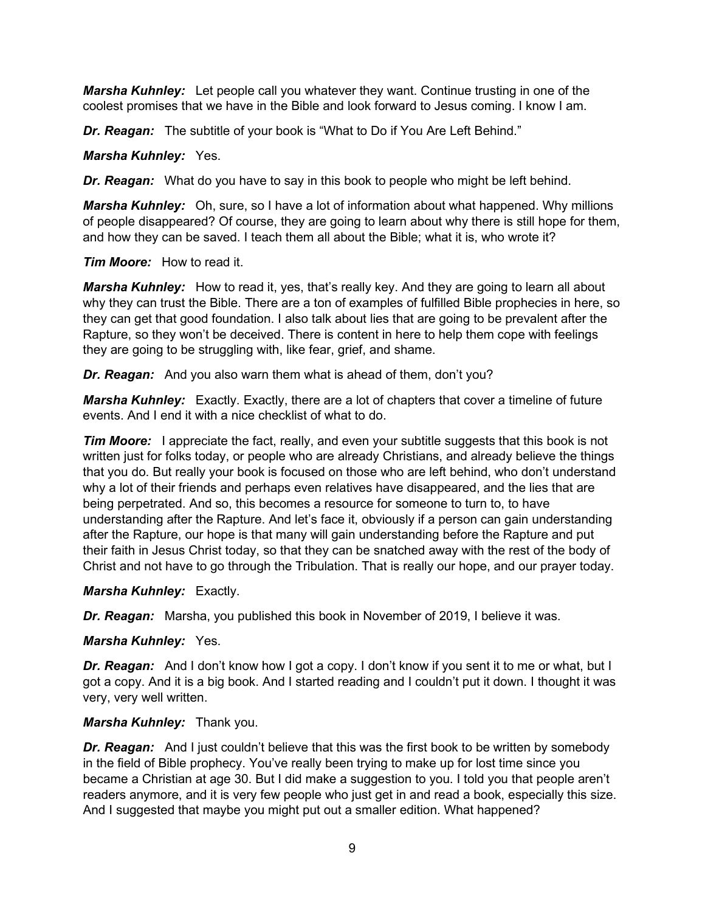***Marsha Kuhnley:*** Let people call you whatever they want. Continue trusting in one of the coolest promises that we have in the Bible and look forward to Jesus coming. I know I am.

***Dr. Reagan:*** The subtitle of your book is "What to Do if You Are Left Behind."

***Marsha Kuhnley:*** Yes.

***Dr. Reagan:*** What do you have to say in this book to people who might be left behind.

***Marsha Kuhnley:*** Oh, sure, so I have a lot of information about what happened. Why millions of people disappeared? Of course, they are going to learn about why there is still hope for them, and how they can be saved. I teach them all about the Bible; what it is, who wrote it?

***Tim Moore:*** How to read it.

***Marsha Kuhnley:*** How to read it, yes, that's really key. And they are going to learn all about why they can trust the Bible. There are a ton of examples of fulfilled Bible prophecies in here, so they can get that good foundation. I also talk about lies that are going to be prevalent after the Rapture, so they won't be deceived. There is content in here to help them cope with feelings they are going to be struggling with, like fear, grief, and shame.

***Dr. Reagan:*** And you also warn them what is ahead of them, don't you?

***Marsha Kuhnley:*** Exactly. Exactly, there are a lot of chapters that cover a timeline of future events. And I end it with a nice checklist of what to do.

***Tim Moore:*** I appreciate the fact, really, and even your subtitle suggests that this book is not written just for folks today, or people who are already Christians, and already believe the things that you do. But really your book is focused on those who are left behind, who don't understand why a lot of their friends and perhaps even relatives have disappeared, and the lies that are being perpetrated. And so, this becomes a resource for someone to turn to, to have understanding after the Rapture. And let's face it, obviously if a person can gain understanding after the Rapture, our hope is that many will gain understanding before the Rapture and put their faith in Jesus Christ today, so that they can be snatched away with the rest of the body of Christ and not have to go through the Tribulation. That is really our hope, and our prayer today.

***Marsha Kuhnley:*** Exactly.

***Dr. Reagan:*** Marsha, you published this book in November of 2019, I believe it was.

***Marsha Kuhnley:*** Yes.

***Dr. Reagan:*** And I don't know how I got a copy. I don't know if you sent it to me or what, but I got a copy. And it is a big book. And I started reading and I couldn't put it down. I thought it was very, very well written.

***Marsha Kuhnley:*** Thank you.

***Dr. Reagan:*** And I just couldn't believe that this was the first book to be written by somebody in the field of Bible prophecy. You've really been trying to make up for lost time since you became a Christian at age 30. But I did make a suggestion to you. I told you that people aren't readers anymore, and it is very few people who just get in and read a book, especially this size. And I suggested that maybe you might put out a smaller edition. What happened?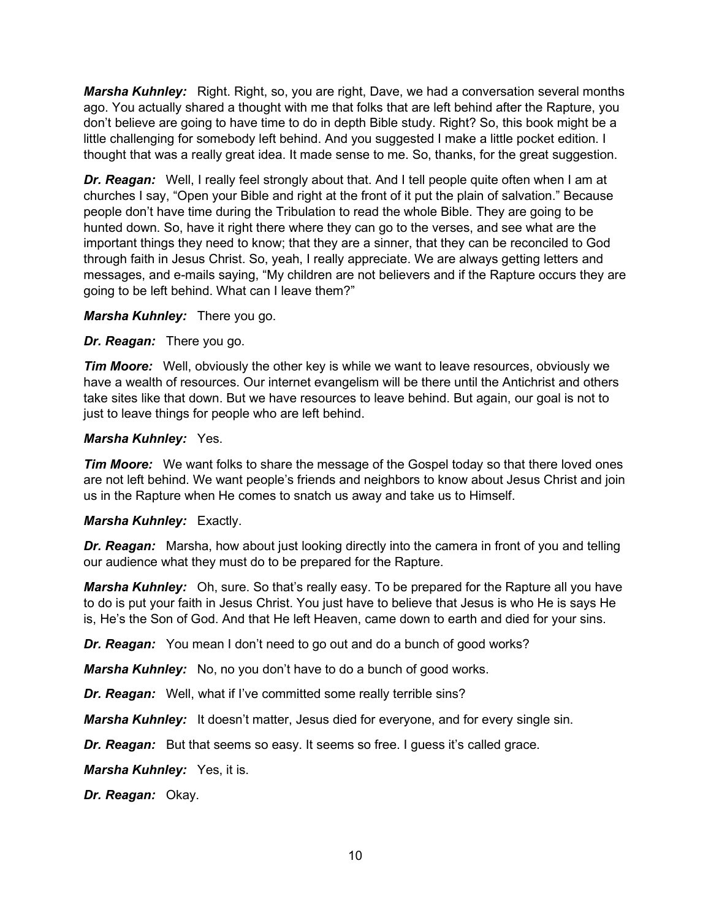***Marsha Kuhnley:*** Right. Right, so, you are right, Dave, we had a conversation several months ago. You actually shared a thought with me that folks that are left behind after the Rapture, you don't believe are going to have time to do in depth Bible study. Right? So, this book might be a little challenging for somebody left behind. And you suggested I make a little pocket edition. I thought that was a really great idea. It made sense to me. So, thanks, for the great suggestion.

***Dr. Reagan:*** Well, I really feel strongly about that. And I tell people quite often when I am at churches I say, "Open your Bible and right at the front of it put the plain of salvation." Because people don't have time during the Tribulation to read the whole Bible. They are going to be hunted down. So, have it right there where they can go to the verses, and see what are the important things they need to know; that they are a sinner, that they can be reconciled to God through faith in Jesus Christ. So, yeah, I really appreciate. We are always getting letters and messages, and e-mails saying, "My children are not believers and if the Rapture occurs they are going to be left behind. What can I leave them?"

***Marsha Kuhnley:*** There you go.

***Dr. Reagan:*** There you go.

***Tim Moore:*** Well, obviously the other key is while we want to leave resources, obviously we have a wealth of resources. Our internet evangelism will be there until the Antichrist and others take sites like that down. But we have resources to leave behind. But again, our goal is not to just to leave things for people who are left behind.

***Marsha Kuhnley:*** Yes.

***Tim Moore:*** We want folks to share the message of the Gospel today so that there loved ones are not left behind. We want people's friends and neighbors to know about Jesus Christ and join us in the Rapture when He comes to snatch us away and take us to Himself.

***Marsha Kuhnley:*** Exactly.

***Dr. Reagan:*** Marsha, how about just looking directly into the camera in front of you and telling our audience what they must do to be prepared for the Rapture.

***Marsha Kuhnley:*** Oh, sure. So that's really easy. To be prepared for the Rapture all you have to do is put your faith in Jesus Christ. You just have to believe that Jesus is who He is says He is, He's the Son of God. And that He left Heaven, came down to earth and died for your sins.

***Dr. Reagan:*** You mean I don't need to go out and do a bunch of good works?

***Marsha Kuhnley:*** No, no you don't have to do a bunch of good works.

***Dr. Reagan:*** Well, what if I've committed some really terrible sins?

***Marsha Kuhnley:*** It doesn't matter, Jesus died for everyone, and for every single sin.

***Dr. Reagan:*** But that seems so easy. It seems so free. I guess it's called grace.

***Marsha Kuhnley:*** Yes, it is.

***Dr. Reagan:*** Okay.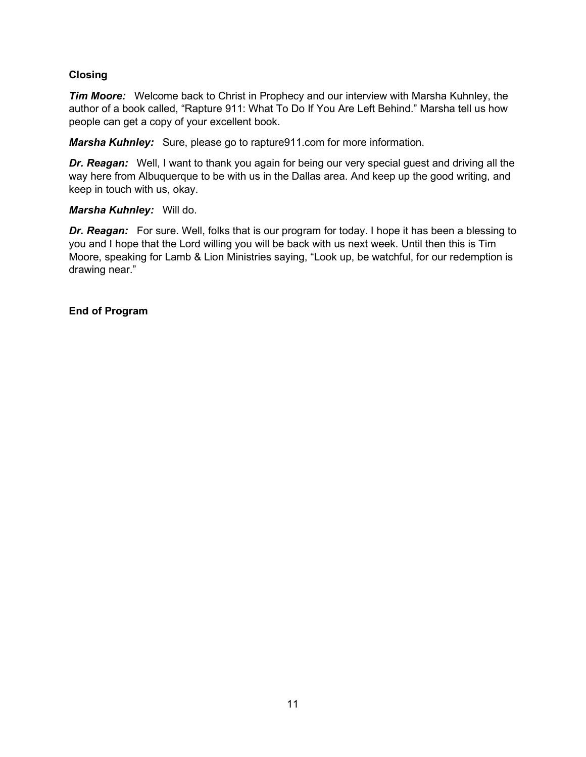**Closing**

***Tim Moore:*** Welcome back to Christ in Prophecy and our interview with Marsha Kuhnley, the author of a book called, "Rapture 911: What To Do If You Are Left Behind." Marsha tell us how people can get a copy of your excellent book.

***Marsha Kuhnley:*** Sure, please go to rapture911.com for more information.

***Dr. Reagan:*** Well, I want to thank you again for being our very special guest and driving all the way here from Albuquerque to be with us in the Dallas area. And keep up the good writing, and keep in touch with us, okay.

***Marsha Kuhnley:*** Will do.

***Dr. Reagan:*** For sure. Well, folks that is our program for today. I hope it has been a blessing to you and I hope that the Lord willing you will be back with us next week. Until then this is Tim Moore, speaking for Lamb & Lion Ministries saying, "Look up, be watchful, for our redemption is drawing near."

**End of Program**